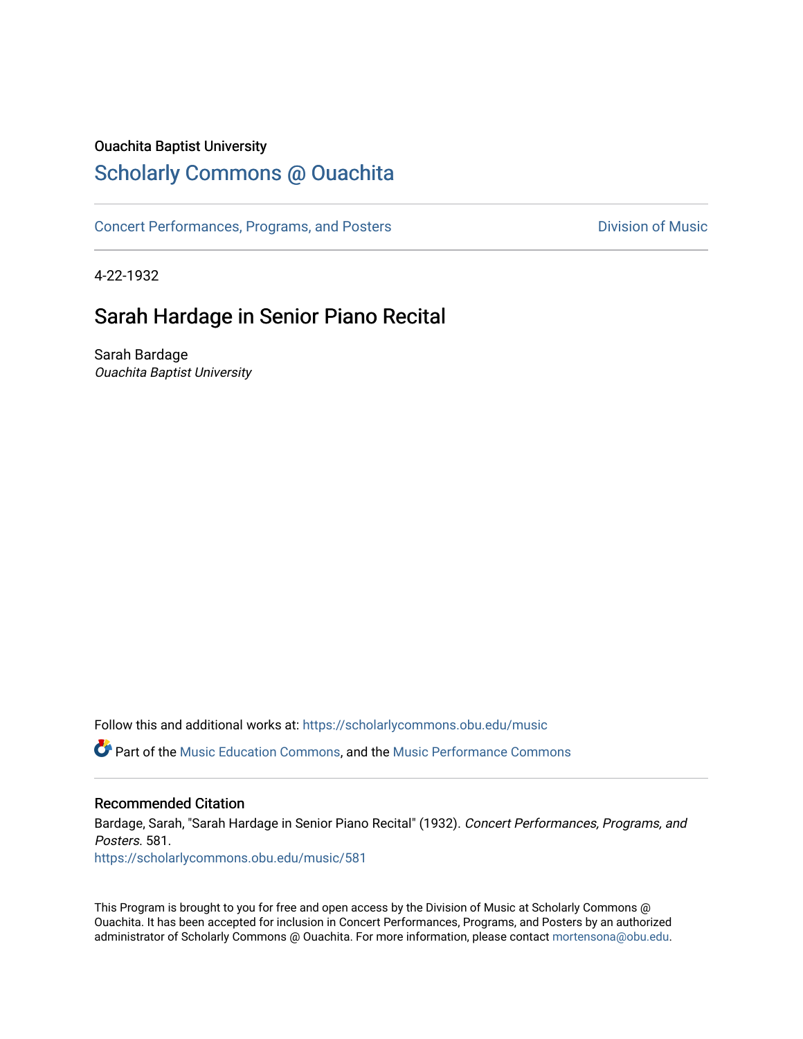Ouachita Baptist University

## Scholarly Commons @ Ouachita

Concert Performances, Programs, and Posters

Division of Music

4-22-1932

# Sarah Hardage in Senior Piano Recital

Sarah Bardage
*Ouachita Baptist University*

Follow this and additional works at: https://scholarlycommons.obu.edu/music

Part of the Music Education Commons, and the Music Performance Commons

### Recommended Citation

Bardage, Sarah, "Sarah Hardage in Senior Piano Recital" (1932). *Concert Performances, Programs, and Posters*. 581.
https://scholarlycommons.obu.edu/music/581

This Program is brought to you for free and open access by the Division of Music at Scholarly Commons @ Ouachita. It has been accepted for inclusion in Concert Performances, Programs, and Posters by an authorized administrator of Scholarly Commons @ Ouachita. For more information, please contact mortensona@obu.edu.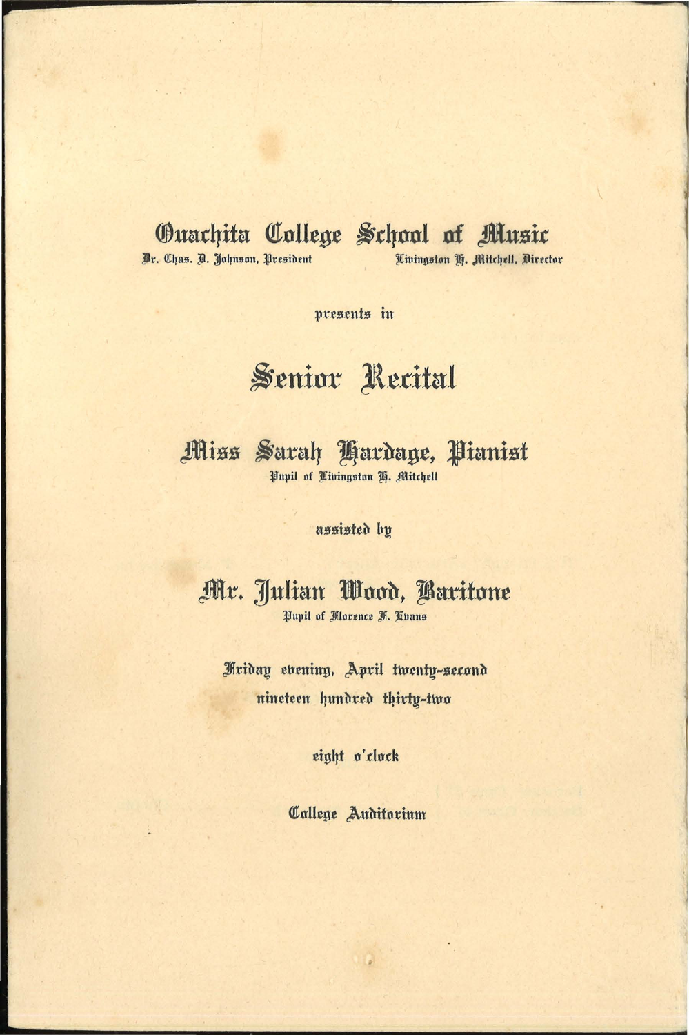# Ouachita College School of Music

Dr. Chas. D. Johnson, President — Livingston H. Mitchell, Director

presents in

# Senior Recital

## Miss Sarah Hardage, Pianist

Pupil of Livingston H. Mitchell

assisted by

## Mr. Julian Wood, Baritone

Pupil of Florence F. Evans

Friday evening, April twenty-second
nineteen hundred thirty-two

eight o'clock

College Auditorium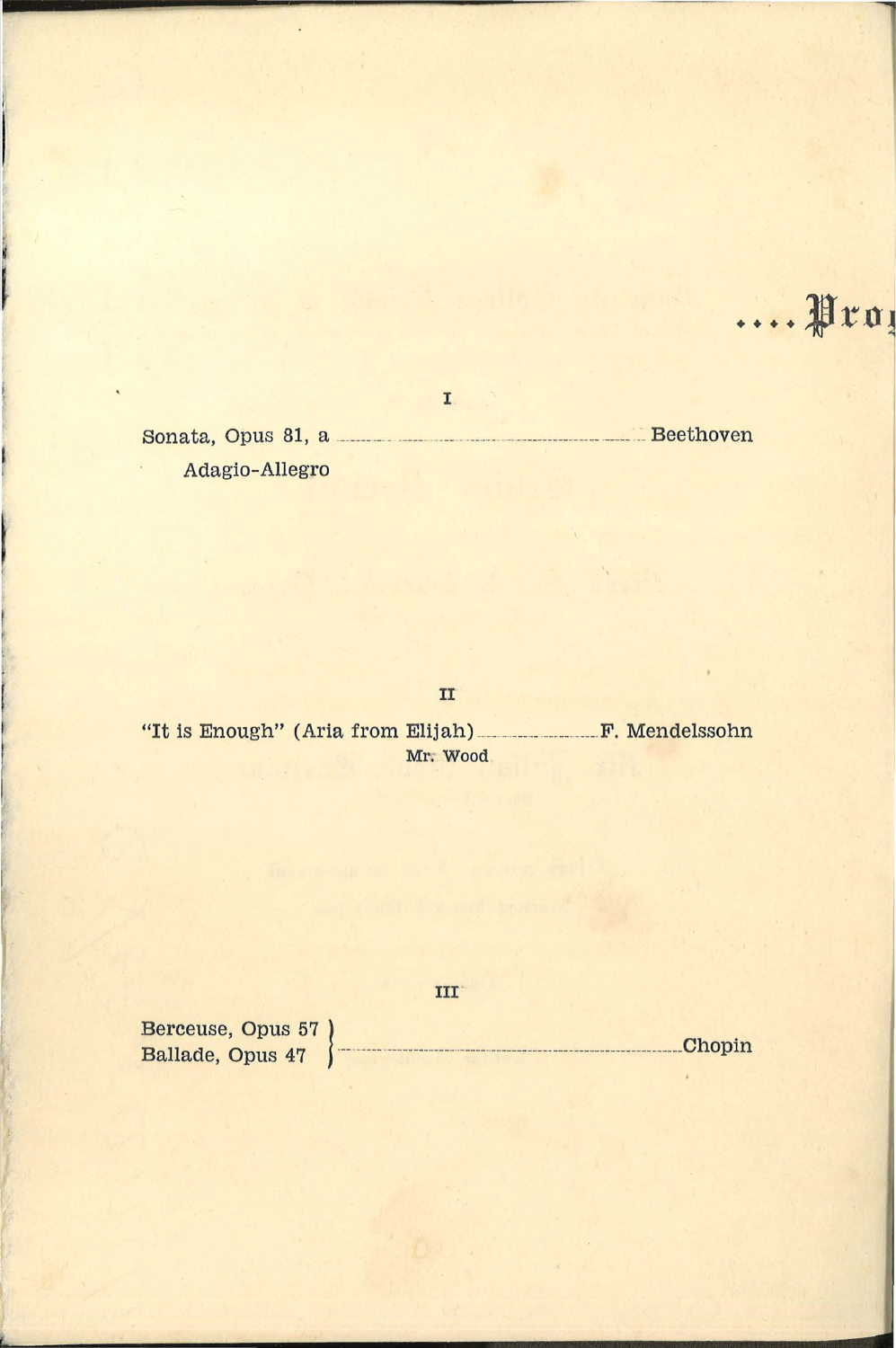....Prog

I

Sonata, Opus 81, a ........................................ Beethoven
Adagio-Allegro

II

"It is Enough" (Aria from Elijah) .................... F. Mendelssohn
Mr. Wood

III

Berceuse, Opus 57
Ballade, Opus 47 } ........................................ Chopin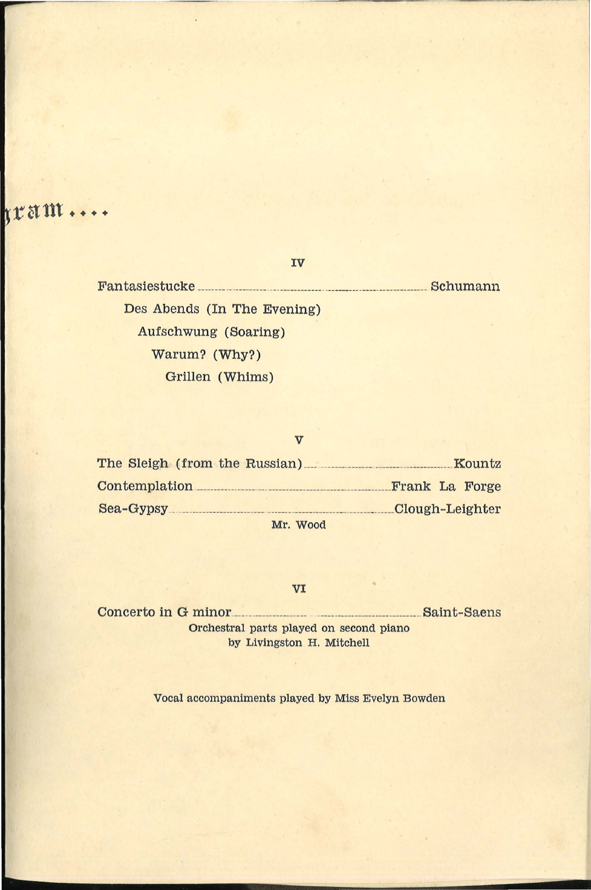ram....

IV

Fantasiestucke ........................................ Schumann

Des Abends (In The Evening)

Aufschwung (Soaring)

Warum? (Why?)

Grillen (Whims)

V

The Sleigh (from the Russian) ........................ Kountz

Contemplation ........................................ Frank La Forge

Sea-Gypsy ........................................ Clough-Leighter

Mr. Wood

VI

Concerto in G minor ........................................ Saint-Saens

Orchestral parts played on second piano
by Livingston H. Mitchell

Vocal accompaniments played by Miss Evelyn Bowden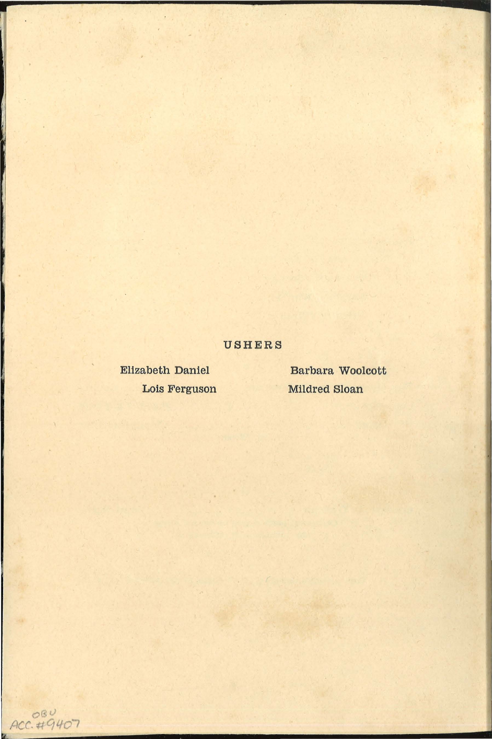## USHERS

Elizabeth Daniel

Barbara Woolcott

Lois Ferguson

Mildred Sloan

OBU
ACC. #9407